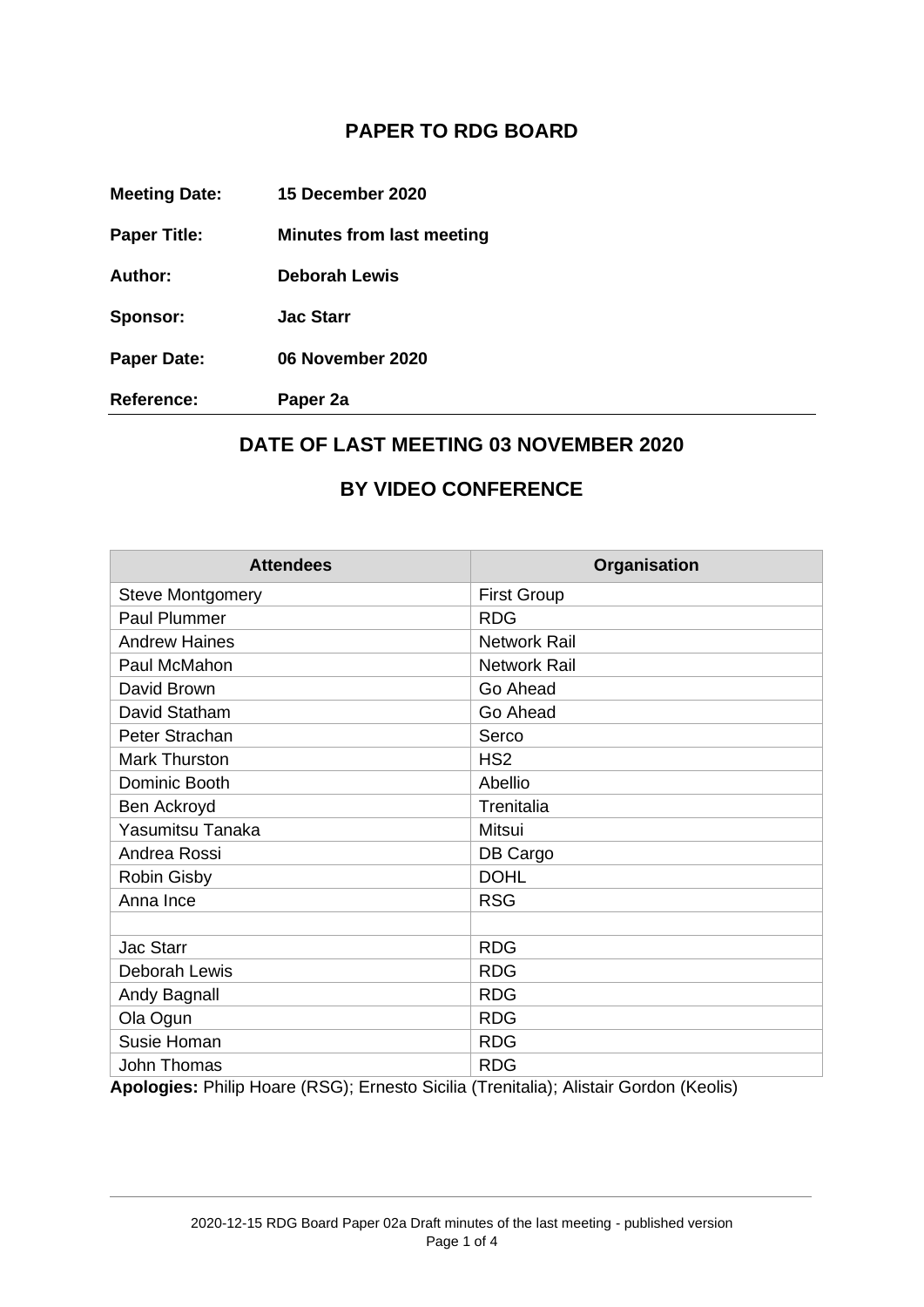# PAPER TO RDG BOARD

**Meeting Date:** **15 December 2020**

**Paper Title:** **Minutes from last meeting**

**Author:** **Deborah Lewis**

**Sponsor:** **Jac Starr**

**Paper Date:** **06 November 2020**

**Reference:** **Paper 2a**

## DATE OF LAST MEETING 03 NOVEMBER 2020

## BY VIDEO CONFERENCE

| Attendees | Organisation |
|---|---|
| Steve Montgomery | First Group |
| Paul Plummer | RDG |
| Andrew Haines | Network Rail |
| Paul McMahon | Network Rail |
| David Brown | Go Ahead |
| David Statham | Go Ahead |
| Peter Strachan | Serco |
| Mark Thurston | HS2 |
| Dominic Booth | Abellio |
| Ben Ackroyd | Trenitalia |
| Yasumitsu Tanaka | Mitsui |
| Andrea Rossi | DB Cargo |
| Robin Gisby | DOHL |
| Anna Ince | RSG |
| | |
| Jac Starr | RDG |
| Deborah Lewis | RDG |
| Andy Bagnall | RDG |
| Ola Ogun | RDG |
| Susie Homan | RDG |
| John Thomas | RDG |

**Apologies:** Philip Hoare (RSG); Ernesto Sicilia (Trenitalia); Alistair Gordon (Keolis)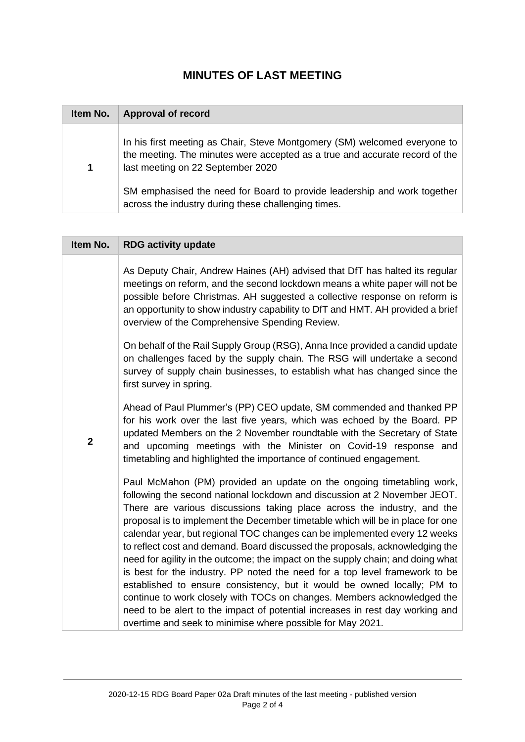## MINUTES OF LAST MEETING

| Item No. | Approval of record |
| --- | --- |
| 1 | In his first meeting as Chair, Steve Montgomery (SM) welcomed everyone to the meeting. The minutes were accepted as a true and accurate record of the last meeting on 22 September 2020<br><br>SM emphasised the need for Board to provide leadership and work together across the industry during these challenging times. |

| Item No. | RDG activity update |
| --- | --- |
| 2 | As Deputy Chair, Andrew Haines (AH) advised that DfT has halted its regular meetings on reform, and the second lockdown means a white paper will not be possible before Christmas. AH suggested a collective response on reform is an opportunity to show industry capability to DfT and HMT. AH provided a brief overview of the Comprehensive Spending Review.<br><br>On behalf of the Rail Supply Group (RSG), Anna Ince provided a candid update on challenges faced by the supply chain. The RSG will undertake a second survey of supply chain businesses, to establish what has changed since the first survey in spring.<br><br>Ahead of Paul Plummer's (PP) CEO update, SM commended and thanked PP for his work over the last five years, which was echoed by the Board. PP updated Members on the 2 November roundtable with the Secretary of State and upcoming meetings with the Minister on Covid-19 response and timetabling and highlighted the importance of continued engagement.<br><br>Paul McMahon (PM) provided an update on the ongoing timetabling work, following the second national lockdown and discussion at 2 November JEOT. There are various discussions taking place across the industry, and the proposal is to implement the December timetable which will be in place for one calendar year, but regional TOC changes can be implemented every 12 weeks to reflect cost and demand. Board discussed the proposals, acknowledging the need for agility in the outcome; the impact on the supply chain; and doing what is best for the industry. PP noted the need for a top level framework to be established to ensure consistency, but it would be owned locally; PM to continue to work closely with TOCs on changes. Members acknowledged the need to be alert to the impact of potential increases in rest day working and overtime and seek to minimise where possible for May 2021. |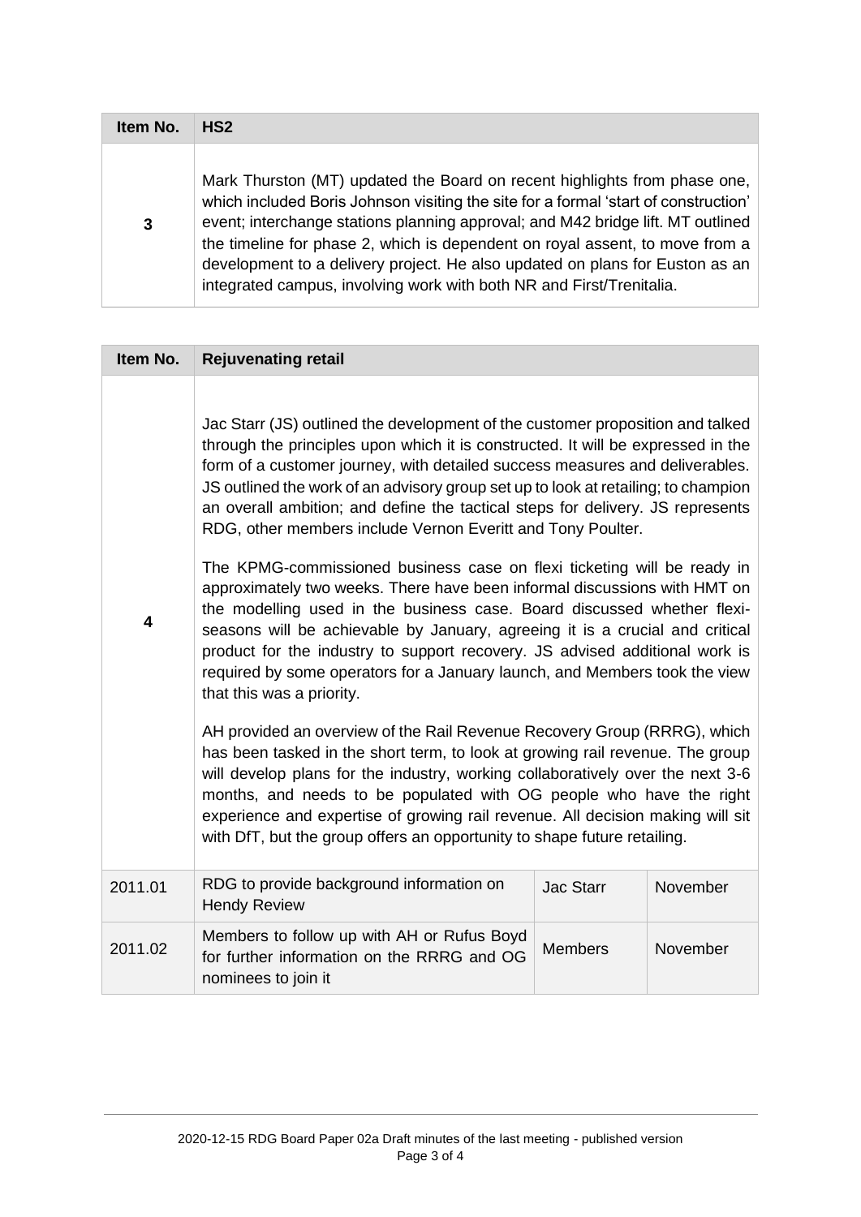| Item No. | HS2 |
|---|---|
| 3 | Mark Thurston (MT) updated the Board on recent highlights from phase one, which included Boris Johnson visiting the site for a formal 'start of construction' event; interchange stations planning approval; and M42 bridge lift. MT outlined the timeline for phase 2, which is dependent on royal assent, to move from a development to a delivery project. He also updated on plans for Euston as an integrated campus, involving work with both NR and First/Trenitalia. |

| Item No. | Rejuvenating retail | | |
|---|---|---|---|
| 4 | Jac Starr (JS) outlined the development of the customer proposition and talked through the principles upon which it is constructed. It will be expressed in the form of a customer journey, with detailed success measures and deliverables. JS outlined the work of an advisory group set up to look at retailing; to champion an overall ambition; and define the tactical steps for delivery. JS represents RDG, other members include Vernon Everitt and Tony Poulter.<br><br>The KPMG-commissioned business case on flexi ticketing will be ready in approximately two weeks. There have been informal discussions with HMT on the modelling used in the business case. Board discussed whether flexi-seasons will be achievable by January, agreeing it is a crucial and critical product for the industry to support recovery. JS advised additional work is required by some operators for a January launch, and Members took the view that this was a priority.<br><br>AH provided an overview of the Rail Revenue Recovery Group (RRRG), which has been tasked in the short term, to look at growing rail revenue. The group will develop plans for the industry, working collaboratively over the next 3-6 months, and needs to be populated with OG people who have the right experience and expertise of growing rail revenue. All decision making will sit with DfT, but the group offers an opportunity to shape future retailing. | | |
| 2011.01 | RDG to provide background information on Hendy Review | Jac Starr | November |
| 2011.02 | Members to follow up with AH or Rufus Boyd for further information on the RRRG and OG nominees to join it | Members | November |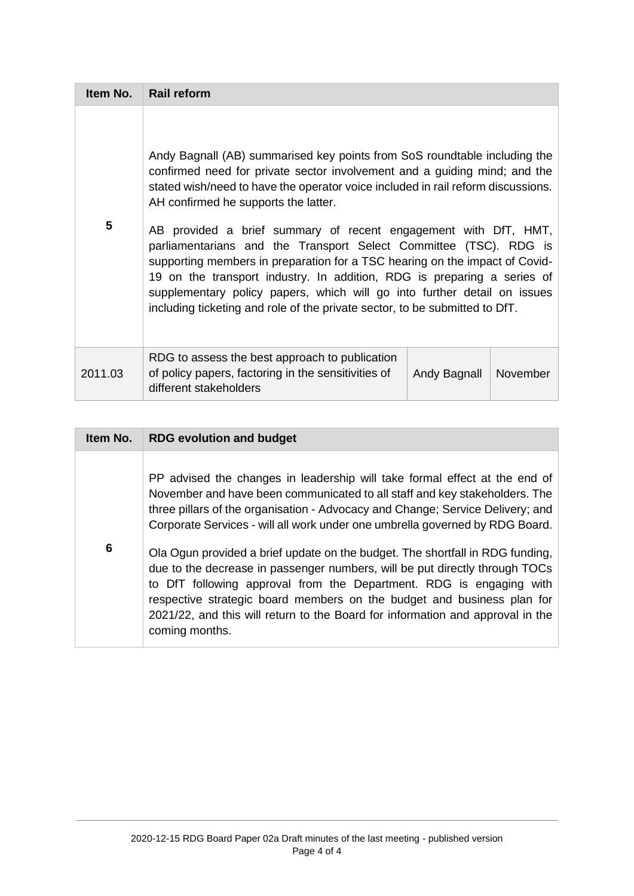| Item No. | Rail reform | | |
|---|---|---|---|
| 5 | Andy Bagnall (AB) summarised key points from SoS roundtable including the confirmed need for private sector involvement and a guiding mind; and the stated wish/need to have the operator voice included in rail reform discussions. AH confirmed he supports the latter.<br><br>AB provided a brief summary of recent engagement with DfT, HMT, parliamentarians and the Transport Select Committee (TSC). RDG is supporting members in preparation for a TSC hearing on the impact of Covid-19 on the transport industry. In addition, RDG is preparing a series of supplementary policy papers, which will go into further detail on issues including ticketing and role of the private sector, to be submitted to DfT. | | |
| 2011.03 | RDG to assess the best approach to publication of policy papers, factoring in the sensitivities of different stakeholders | Andy Bagnall | November |

| Item No. | RDG evolution and budget |
|---|---|
| 6 | PP advised the changes in leadership will take formal effect at the end of November and have been communicated to all staff and key stakeholders. The three pillars of the organisation - Advocacy and Change; Service Delivery; and Corporate Services - will all work under one umbrella governed by RDG Board.<br><br>Ola Ogun provided a brief update on the budget. The shortfall in RDG funding, due to the decrease in passenger numbers, will be put directly through TOCs to DfT following approval from the Department. RDG is engaging with respective strategic board members on the budget and business plan for 2021/22, and this will return to the Board for information and approval in the coming months. |